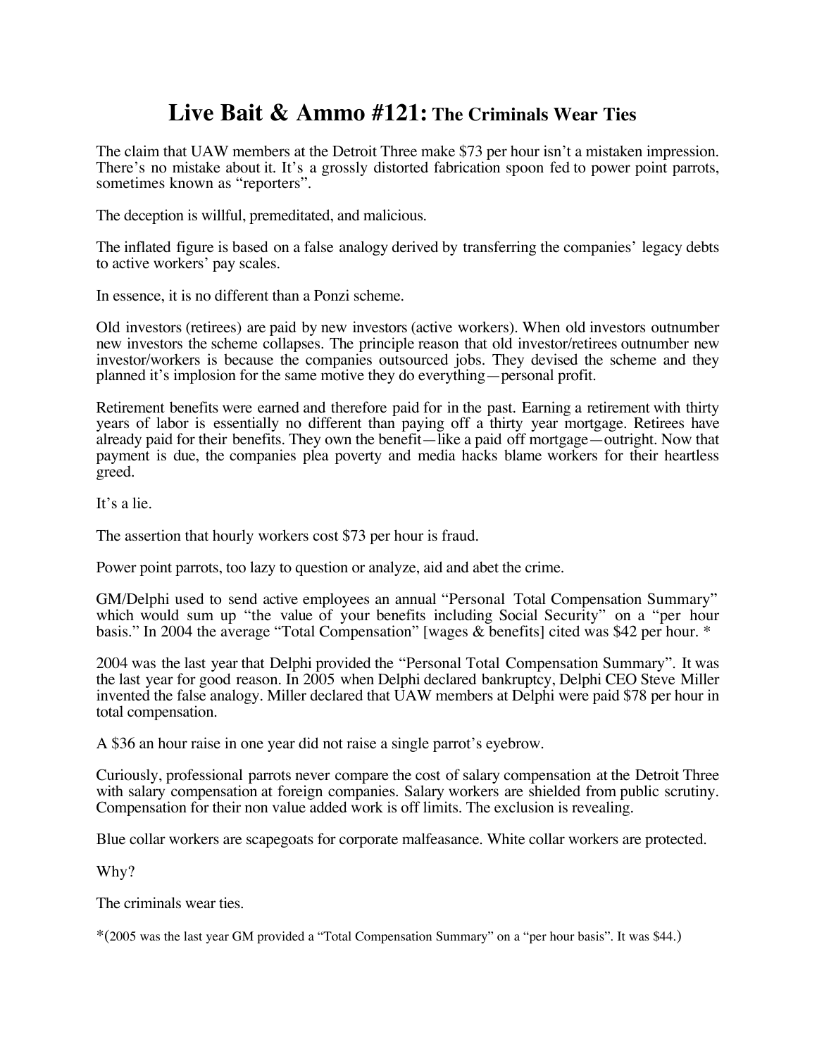# Live Bait & Ammo #121: The Criminals Wear Ties

The claim that UAW members at the Detroit Three make $73 per hour isn't a mistaken impression. There's no mistake about it. It's a grossly distorted fabrication spoon fed to power point parrots, sometimes known as "reporters".

The deception is willful, premeditated, and malicious.

The inflated figure is based on a false analogy derived by transferring the companies' legacy debts to active workers' pay scales.

In essence, it is no different than a Ponzi scheme.

Old investors (retirees) are paid by new investors (active workers). When old investors outnumber new investors the scheme collapses. The principle reason that old investor/retirees outnumber new investor/workers is because the companies outsourced jobs. They devised the scheme and they planned it's implosion for the same motive they do everything—personal profit.

Retirement benefits were earned and therefore paid for in the past. Earning a retirement with thirty years of labor is essentially no different than paying off a thirty year mortgage. Retirees have already paid for their benefits. They own the benefit—like a paid off mortgage—outright. Now that payment is due, the companies plea poverty and media hacks blame workers for their heartless greed.

It's a lie.

The assertion that hourly workers cost $73 per hour is fraud.

Power point parrots, too lazy to question or analyze, aid and abet the crime.

GM/Delphi used to send active employees an annual "Personal Total Compensation Summary" which would sum up "the value of your benefits including Social Security" on a "per hour basis." In 2004 the average "Total Compensation" [wages & benefits] cited was $42 per hour. *

2004 was the last year that Delphi provided the "Personal Total Compensation Summary". It was the last year for good reason. In 2005 when Delphi declared bankruptcy, Delphi CEO Steve Miller invented the false analogy. Miller declared that UAW members at Delphi were paid $78 per hour in total compensation.

A $36 an hour raise in one year did not raise a single parrot's eyebrow.

Curiously, professional parrots never compare the cost of salary compensation at the Detroit Three with salary compensation at foreign companies. Salary workers are shielded from public scrutiny. Compensation for their non value added work is off limits. The exclusion is revealing.

Blue collar workers are scapegoats for corporate malfeasance. White collar workers are protected.

Why?

The criminals wear ties.

*(2005 was the last year GM provided a "Total Compensation Summary" on a "per hour basis". It was $44.)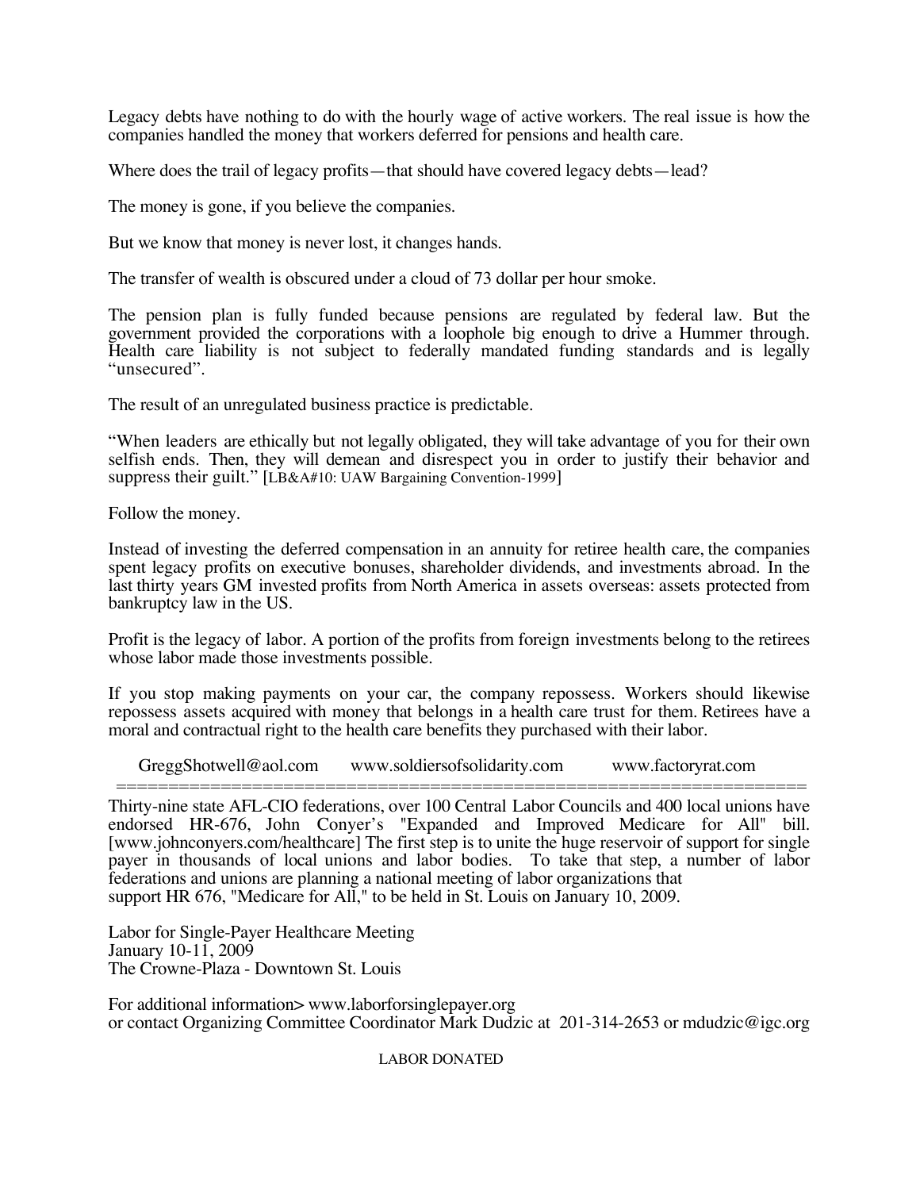Legacy debts have nothing to do with the hourly wage of active workers. The real issue is how the companies handled the money that workers deferred for pensions and health care.

Where does the trail of legacy profits—that should have covered legacy debts—lead?

The money is gone, if you believe the companies.

But we know that money is never lost, it changes hands.

The transfer of wealth is obscured under a cloud of 73 dollar per hour smoke.

The pension plan is fully funded because pensions are regulated by federal law. But the government provided the corporations with a loophole big enough to drive a Hummer through. Health care liability is not subject to federally mandated funding standards and is legally "unsecured".

The result of an unregulated business practice is predictable.

"When leaders are ethically but not legally obligated, they will take advantage of you for their own selfish ends. Then, they will demean and disrespect you in order to justify their behavior and suppress their guilt." [LB&A#10: UAW Bargaining Convention-1999]

Follow the money.

Instead of investing the deferred compensation in an annuity for retiree health care, the companies spent legacy profits on executive bonuses, shareholder dividends, and investments abroad. In the last thirty years GM invested profits from North America in assets overseas: assets protected from bankruptcy law in the US.

Profit is the legacy of labor. A portion of the profits from foreign investments belong to the retirees whose labor made those investments possible.

If you stop making payments on your car, the company repossess. Workers should likewise repossess assets acquired with money that belongs in a health care trust for them. Retirees have a moral and contractual right to the health care benefits they purchased with their labor.

GreggShotwell@aol.com www.soldiersofsolidarity.com www.factoryrat.com

---

Thirty-nine state AFL-CIO federations, over 100 Central Labor Councils and 400 local unions have endorsed HR-676, John Conyer's "Expanded and Improved Medicare for All" bill. [www.johnconyers.com/healthcare] The first step is to unite the huge reservoir of support for single payer in thousands of local unions and labor bodies. To take that step, a number of labor federations and unions are planning a national meeting of labor organizations that support HR 676, "Medicare for All," to be held in St. Louis on January 10, 2009.

Labor for Single-Payer Healthcare Meeting
January 10-11, 2009
The Crowne-Plaza - Downtown St. Louis

For additional information> www.laborforsinglepayer.org
or contact Organizing Committee Coordinator Mark Dudzic at 201-314-2653 or mdudzic@igc.org

LABOR DONATED